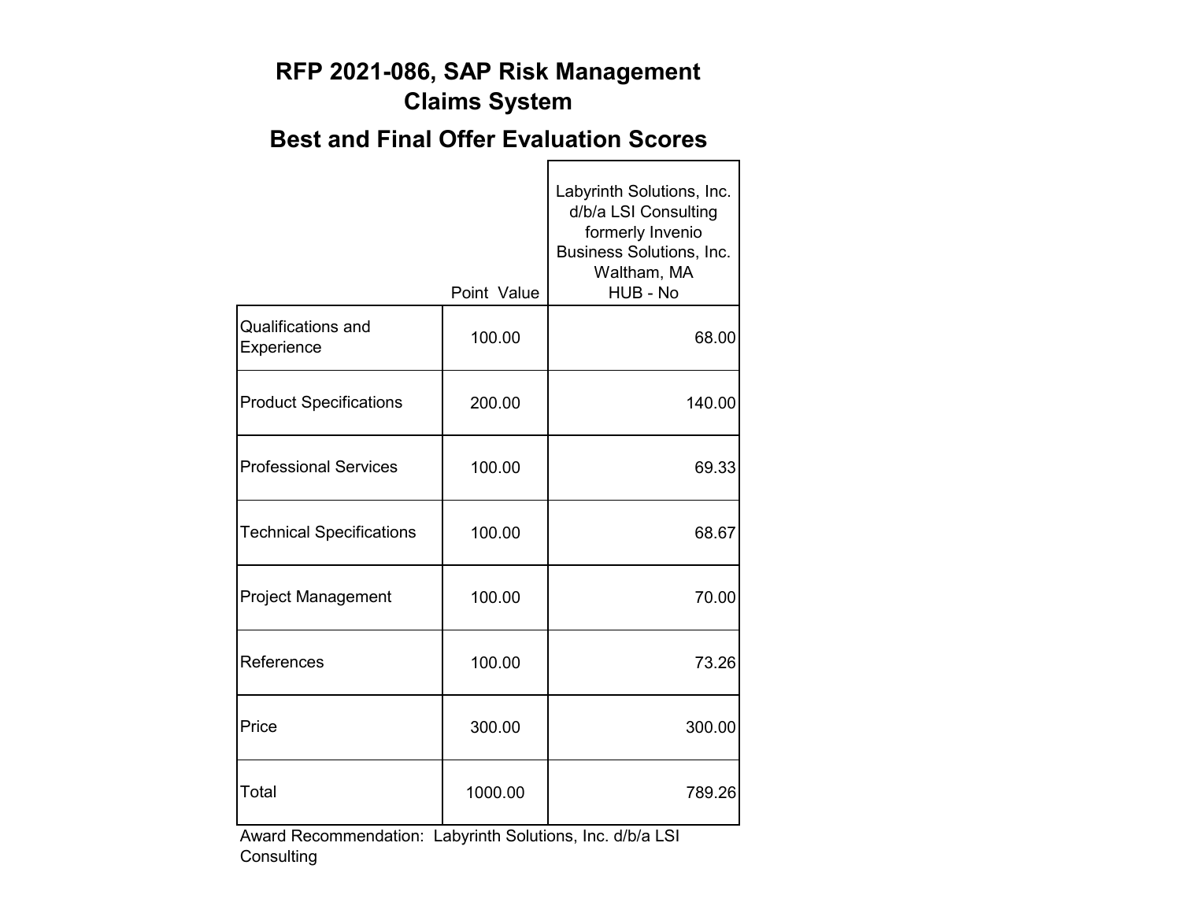# RFP 2021-086, SAP Risk Management Claims System

## Best and Final Offer Evaluation Scores

| | Point Value | Labyrinth Solutions, Inc. d/b/a LSI Consulting formerly Invenio Business Solutions, Inc. Waltham, MA HUB - No |
|---|---|---|
| Qualifications and Experience | 100.00 | 68.00 |
| Product Specifications | 200.00 | 140.00 |
| Professional Services | 100.00 | 69.33 |
| Technical Specifications | 100.00 | 68.67 |
| Project Management | 100.00 | 70.00 |
| References | 100.00 | 73.26 |
| Price | 300.00 | 300.00 |
| Total | 1000.00 | 789.26 |

Award Recommendation: Labyrinth Solutions, Inc. d/b/a LSI Consulting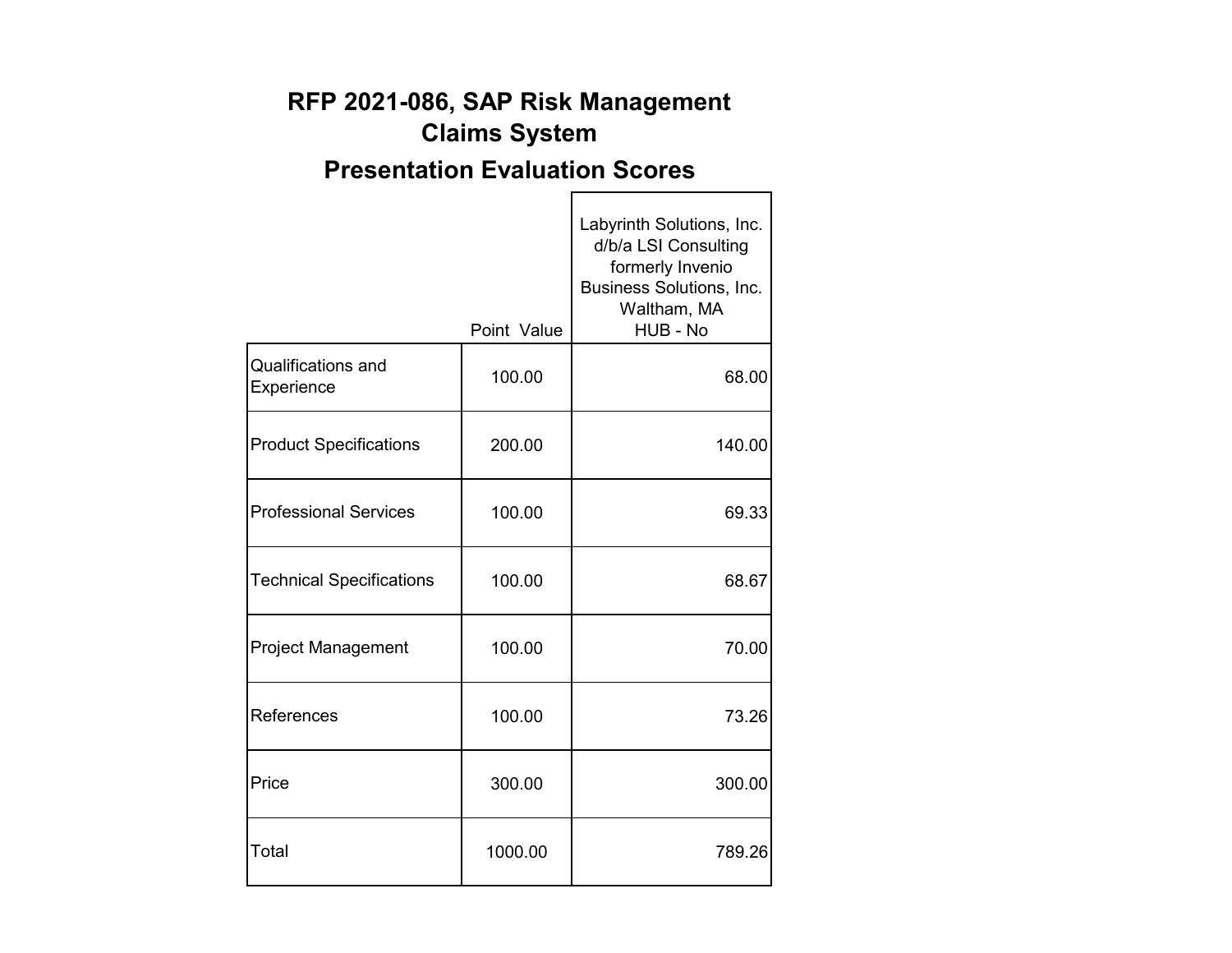# RFP 2021-086, SAP Risk Management Claims System

## Presentation Evaluation Scores

| | Point Value | Labyrinth Solutions, Inc. d/b/a LSI Consulting formerly Invenio Business Solutions, Inc. Waltham, MA HUB - No |
|---|---|---|
| Qualifications and Experience | 100.00 | 68.00 |
| Product Specifications | 200.00 | 140.00 |
| Professional Services | 100.00 | 69.33 |
| Technical Specifications | 100.00 | 68.67 |
| Project Management | 100.00 | 70.00 |
| References | 100.00 | 73.26 |
| Price | 300.00 | 300.00 |
| Total | 1000.00 | 789.26 |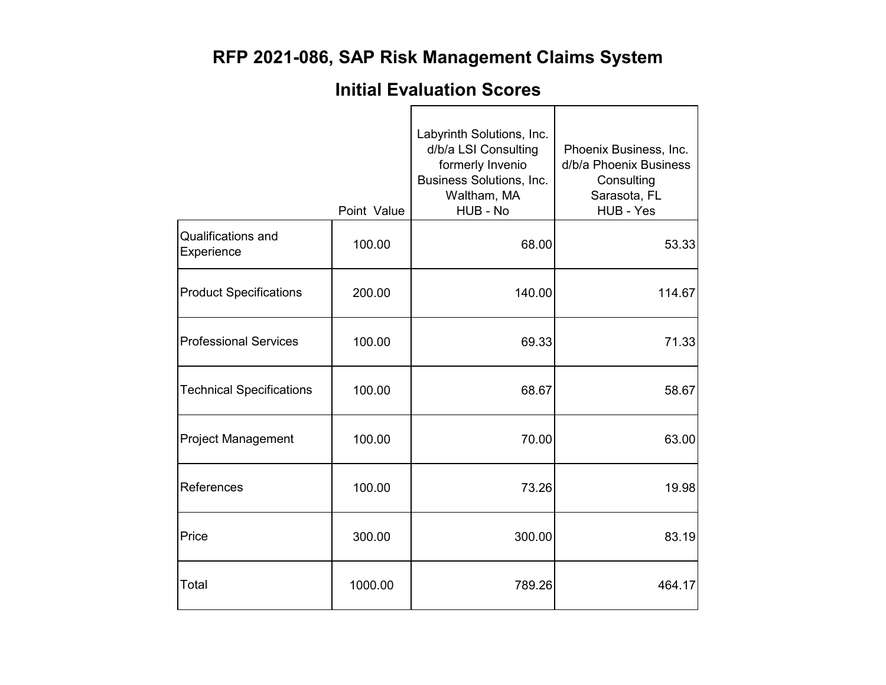# RFP 2021-086, SAP Risk Management Claims System

## Initial Evaluation Scores

| | Point Value | Labyrinth Solutions, Inc. d/b/a LSI Consulting formerly Invenio Business Solutions, Inc. Waltham, MA HUB - No | Phoenix Business, Inc. d/b/a Phoenix Business Consulting Sarasota, FL HUB - Yes |
|---|---|---|---|
| Qualifications and Experience | 100.00 | 68.00 | 53.33 |
| Product Specifications | 200.00 | 140.00 | 114.67 |
| Professional Services | 100.00 | 69.33 | 71.33 |
| Technical Specifications | 100.00 | 68.67 | 58.67 |
| Project Management | 100.00 | 70.00 | 63.00 |
| References | 100.00 | 73.26 | 19.98 |
| Price | 300.00 | 300.00 | 83.19 |
| Total | 1000.00 | 789.26 | 464.17 |